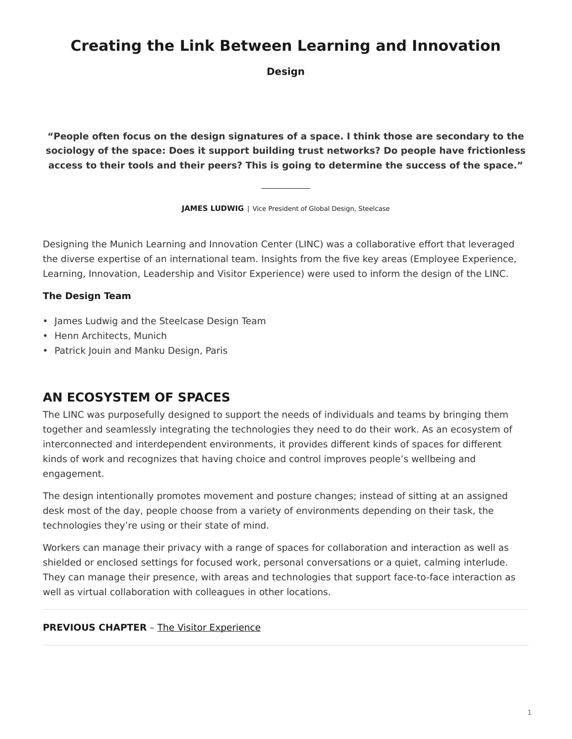# Creating the Link Between Learning and Innovation

**Design**

**"People often focus on the design signatures of a space. I think those are secondary to the sociology of the space: Does it support building trust networks? Do people have frictionless access to their tools and their peers? This is going to determine the success of the space."**

**JAMES LUDWIG** | Vice President of Global Design, Steelcase

Designing the Munich Learning and Innovation Center (LINC) was a collaborative effort that leveraged the diverse expertise of an international team. Insights from the five key areas (Employee Experience, Learning, Innovation, Leadership and Visitor Experience) were used to inform the design of the LINC.

**The Design Team**

- James Ludwig and the Steelcase Design Team
- Henn Architects, Munich
- Patrick Jouin and Manku Design, Paris

## AN ECOSYSTEM OF SPACES

The LINC was purposefully designed to support the needs of individuals and teams by bringing them together and seamlessly integrating the technologies they need to do their work. As an ecosystem of interconnected and interdependent environments, it provides different kinds of spaces for different kinds of work and recognizes that having choice and control improves people's wellbeing and engagement.

The design intentionally promotes movement and posture changes; instead of sitting at an assigned desk most of the day, people choose from a variety of environments depending on their task, the technologies they're using or their state of mind.

Workers can manage their privacy with a range of spaces for collaboration and interaction as well as shielded or enclosed settings for focused work, personal conversations or a quiet, calming interlude. They can manage their presence, with areas and technologies that support face-to-face interaction as well as virtual collaboration with colleagues in other locations.

**PREVIOUS CHAPTER** – The Visitor Experience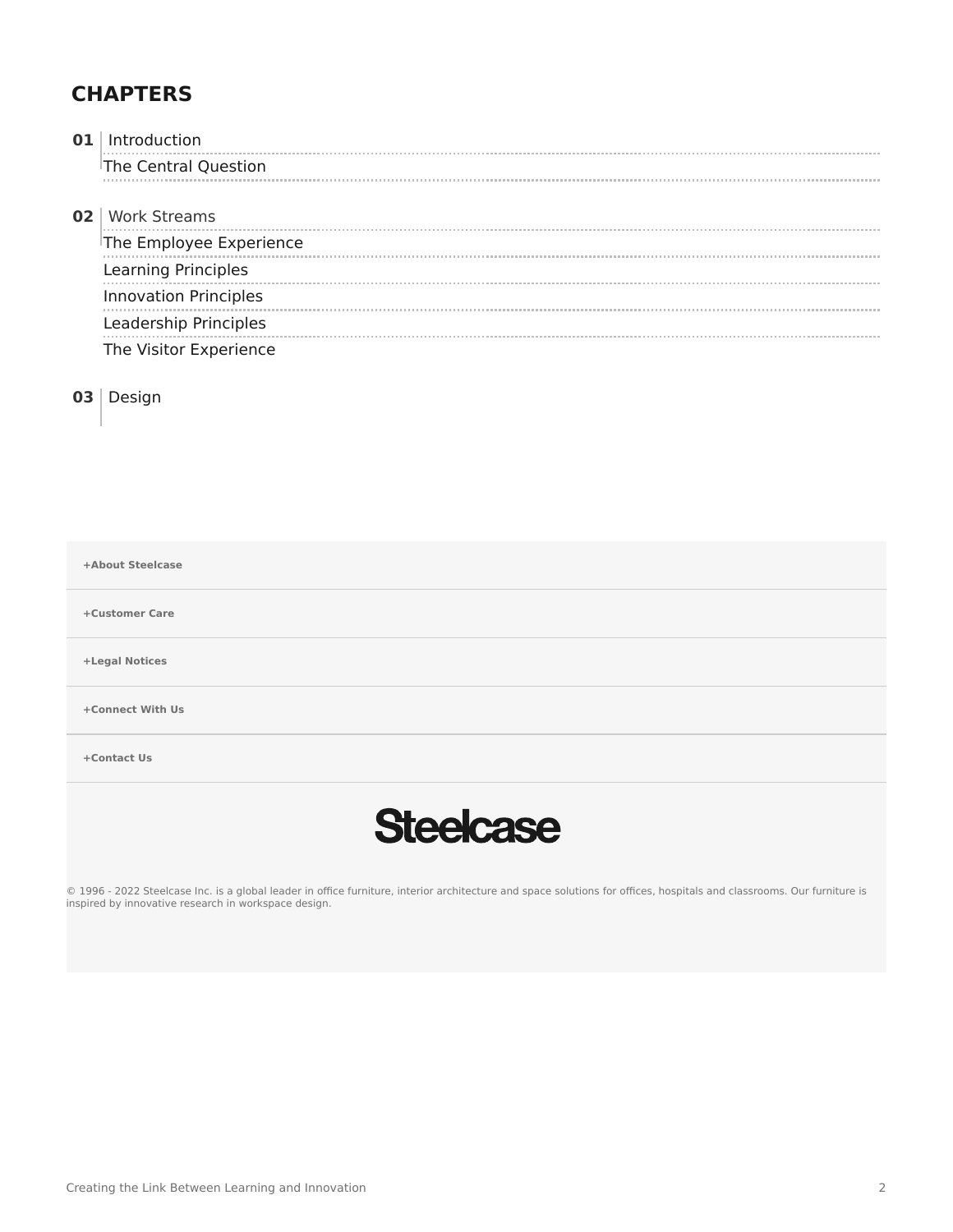## CHAPTERS

**01** Introduction

The Central Question

**02** Work Streams

The Employee Experience

Learning Principles

Innovation Principles

Leadership Principles

The Visitor Experience

**03** Design

+About Steelcase

+Customer Care

+Legal Notices

+Connect With Us

+Contact Us

Steelcase

© 1996 - 2022 Steelcase Inc. is a global leader in office furniture, interior architecture and space solutions for offices, hospitals and classrooms. Our furniture is inspired by innovative research in workspace design.